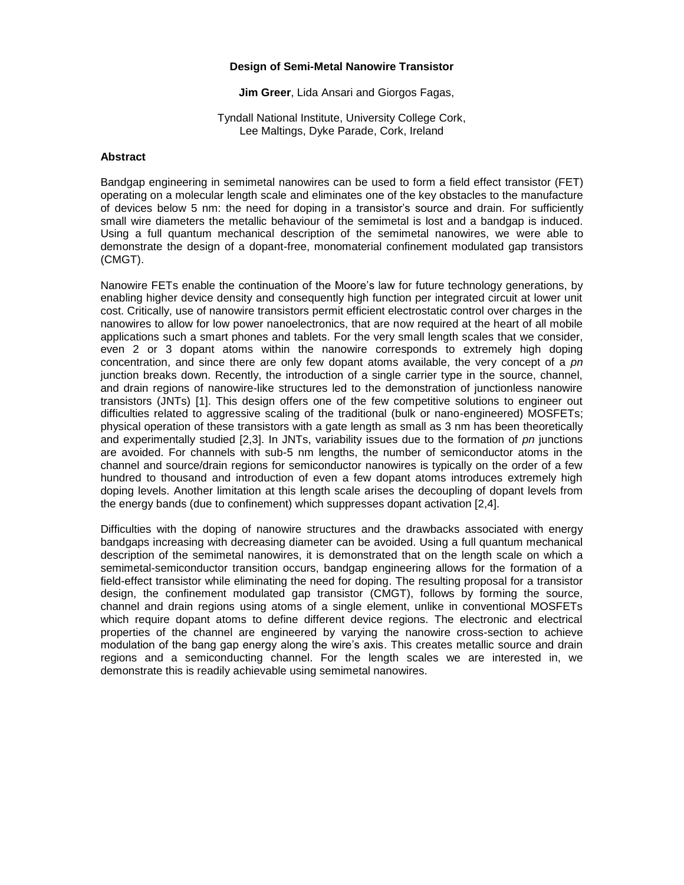# Design of Semi-Metal Nanowire Transistor

**Jim Greer**, Lida Ansari and Giorgos Fagas,

Tyndall National Institute, University College Cork,
Lee Maltings, Dyke Parade, Cork, Ireland

## Abstract

Bandgap engineering in semimetal nanowires can be used to form a field effect transistor (FET) operating on a molecular length scale and eliminates one of the key obstacles to the manufacture of devices below 5 nm: the need for doping in a transistor's source and drain. For sufficiently small wire diameters the metallic behaviour of the semimetal is lost and a bandgap is induced. Using a full quantum mechanical description of the semimetal nanowires, we were able to demonstrate the design of a dopant-free, monomaterial confinement modulated gap transistors (CMGT).

Nanowire FETs enable the continuation of the Moore's law for future technology generations, by enabling higher device density and consequently high function per integrated circuit at lower unit cost. Critically, use of nanowire transistors permit efficient electrostatic control over charges in the nanowires to allow for low power nanoelectronics, that are now required at the heart of all mobile applications such a smart phones and tablets. For the very small length scales that we consider, even 2 or 3 dopant atoms within the nanowire corresponds to extremely high doping concentration, and since there are only few dopant atoms available, the very concept of a *pn* junction breaks down. Recently, the introduction of a single carrier type in the source, channel, and drain regions of nanowire-like structures led to the demonstration of junctionless nanowire transistors (JNTs) [1]. This design offers one of the few competitive solutions to engineer out difficulties related to aggressive scaling of the traditional (bulk or nano-engineered) MOSFETs; physical operation of these transistors with a gate length as small as 3 nm has been theoretically and experimentally studied [2,3]. In JNTs, variability issues due to the formation of *pn* junctions are avoided. For channels with sub-5 nm lengths, the number of semiconductor atoms in the channel and source/drain regions for semiconductor nanowires is typically on the order of a few hundred to thousand and introduction of even a few dopant atoms introduces extremely high doping levels. Another limitation at this length scale arises the decoupling of dopant levels from the energy bands (due to confinement) which suppresses dopant activation [2,4].

Difficulties with the doping of nanowire structures and the drawbacks associated with energy bandgaps increasing with decreasing diameter can be avoided. Using a full quantum mechanical description of the semimetal nanowires, it is demonstrated that on the length scale on which a semimetal-semiconductor transition occurs, bandgap engineering allows for the formation of a field-effect transistor while eliminating the need for doping. The resulting proposal for a transistor design, the confinement modulated gap transistor (CMGT), follows by forming the source, channel and drain regions using atoms of a single element, unlike in conventional MOSFETs which require dopant atoms to define different device regions. The electronic and electrical properties of the channel are engineered by varying the nanowire cross-section to achieve modulation of the bang gap energy along the wire's axis. This creates metallic source and drain regions and a semiconducting channel. For the length scales we are interested in, we demonstrate this is readily achievable using semimetal nanowires.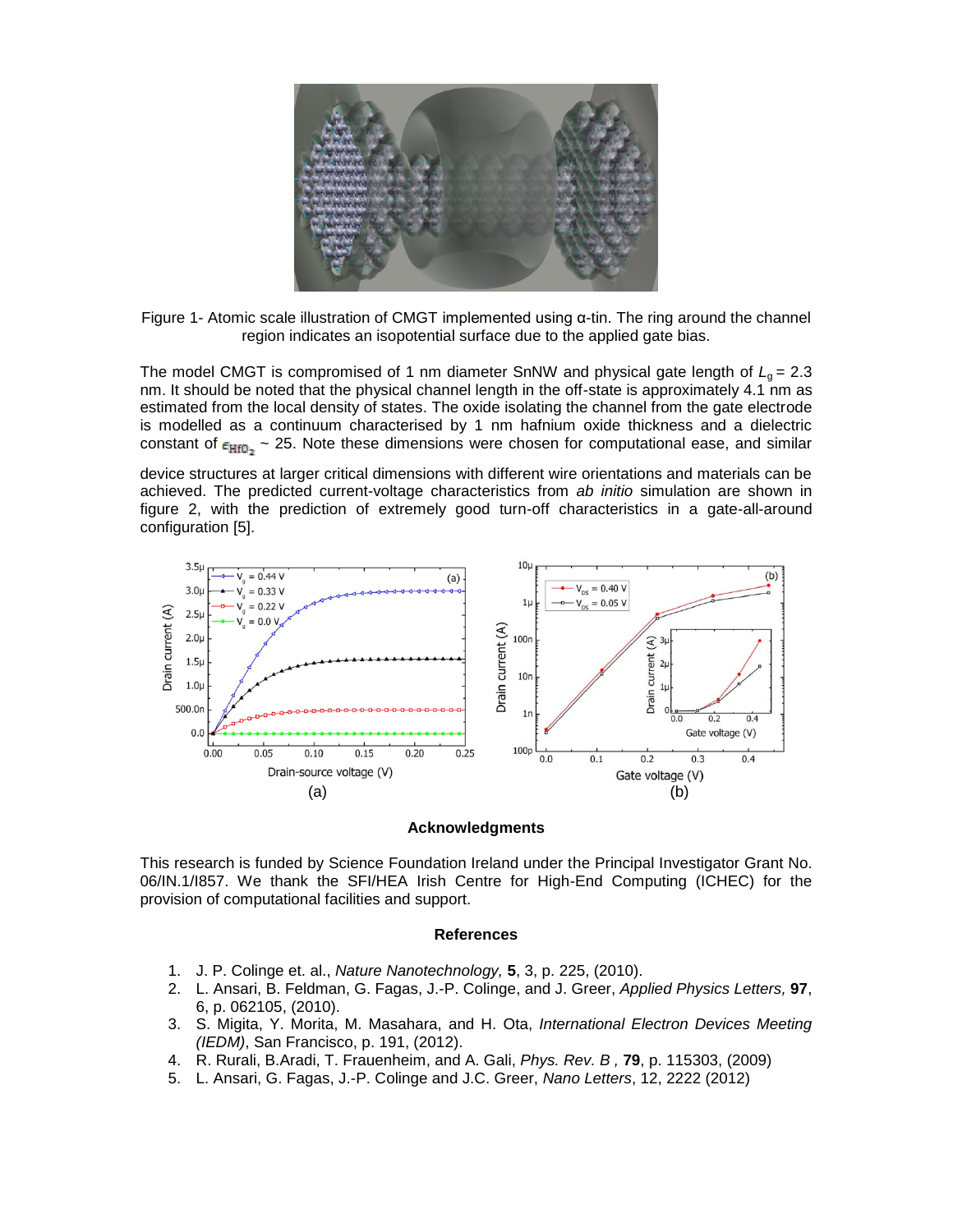Figure 1- Atomic scale illustration of CMGT implemented using α-tin. The ring around the channel region indicates an isopotential surface due to the applied gate bias.

The model CMGT is compromised of 1 nm diameter SnNW and physical gate length of $L_g = 2.3$ nm. It should be noted that the physical channel length in the off-state is approximately 4.1 nm as estimated from the local density of states. The oxide isolating the channel from the gate electrode is modelled as a continuum characterised by 1 nm hafnium oxide thickness and a dielectric constant of $\epsilon_{HfO_2} \sim 25$. Note these dimensions were chosen for computational ease, and similar device structures at larger critical dimensions with different wire orientations and materials can be achieved. The predicted current-voltage characteristics from *ab initio* simulation are shown in figure 2, with the prediction of extremely good turn-off characteristics in a gate-all-around configuration [5].

(a)
Drain current (A)
3.5µ
3.0µ
2.5µ
2.0µ
1.5µ
1.0µ
500.0n
0.0
$V_g$ = 0.44 V
$V_g$ = 0.33 V
$V_g$ = 0.22 V
$V_g$ = 0.0 V
0.00
0.05
0.10
0.15
0.20
0.25
Drain-source voltage (V)

(b)
Drain current (A)
10µ
1µ
100n
10n
1n
100p
$V_{DS}$ = 0.40 V
$V_{DS}$ = 0.05 V
0.0
0.1
0.2
0.3
0.4
Gate voltage (V)
Drain current (A)
3µ
2µ
1µ
0
0.0
0.2
0.4
Gate voltage (V)

## Acknowledgments

This research is funded by Science Foundation Ireland under the Principal Investigator Grant No. 06/IN.1/I857. We thank the SFI/HEA Irish Centre for High-End Computing (ICHEC) for the provision of computational facilities and support.

## References

1. J. P. Colinge et. al., *Nature Nanotechnology,* **5**, 3, p. 225, (2010).
2. L. Ansari, B. Feldman, G. Fagas, J.-P. Colinge, and J. Greer, *Applied Physics Letters,* **97**, 6, p. 062105, (2010).
3. S. Migita, Y. Morita, M. Masahara, and H. Ota, *International Electron Devices Meeting (IEDM)*, San Francisco, p. 191, (2012).
4. R. Rurali, B.Aradi, T. Frauenheim, and A. Gali, *Phys. Rev. B ,* **79**, p. 115303, (2009)
5. L. Ansari, G. Fagas, J.-P. Colinge and J.C. Greer, *Nano Letters*, 12, 2222 (2012)